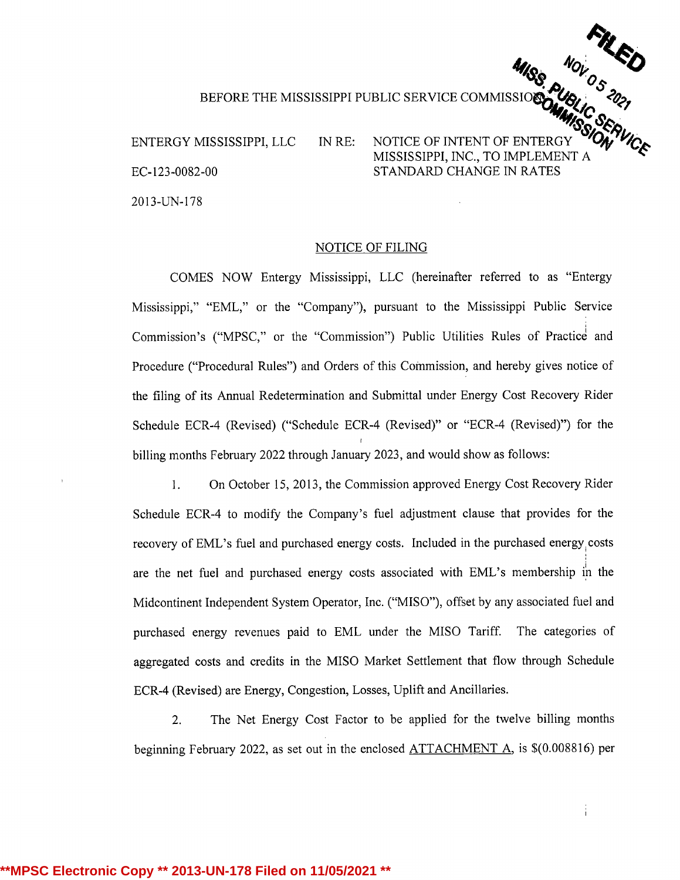BEFORE THE MISSISSIPPI PUBLIC SERVICE COMMISSION

FILED
NOV 05 2021
MISS. PUBLIC SERVICE COMMISSION

ENTERGY MISSISSIPPI, LLC

EC-123-0082-00

2013-UN-178

IN RE: NOTICE OF INTENT OF ENTERGY MISSISSIPPI, INC., TO IMPLEMENT A STANDARD CHANGE IN RATES

NOTICE OF FILING

COMES NOW Entergy Mississippi, LLC (hereinafter referred to as "Entergy Mississippi," "EML," or the "Company"), pursuant to the Mississippi Public Service Commission's ("MPSC," or the "Commission") Public Utilities Rules of Practice and Procedure ("Procedural Rules") and Orders of this Commission, and hereby gives notice of the filing of its Annual Redetermination and Submittal under Energy Cost Recovery Rider Schedule ECR-4 (Revised) ("Schedule ECR-4 (Revised)" or "ECR-4 (Revised)") for the billing months February 2022 through January 2023, and would show as follows:

1. On October 15, 2013, the Commission approved Energy Cost Recovery Rider Schedule ECR-4 to modify the Company's fuel adjustment clause that provides for the recovery of EML's fuel and purchased energy costs. Included in the purchased energy costs are the net fuel and purchased energy costs associated with EML's membership in the Midcontinent Independent System Operator, Inc. ("MISO"), offset by any associated fuel and purchased energy revenues paid to EML under the MISO Tariff. The categories of aggregated costs and credits in the MISO Market Settlement that flow through Schedule ECR-4 (Revised) are Energy, Congestion, Losses, Uplift and Ancillaries.

2. The Net Energy Cost Factor to be applied for the twelve billing months beginning February 2022, as set out in the enclosed ATTACHMENT A, is $(0.008816) per

**MPSC Electronic Copy ** 2013-UN-178 Filed on 11/05/2021 **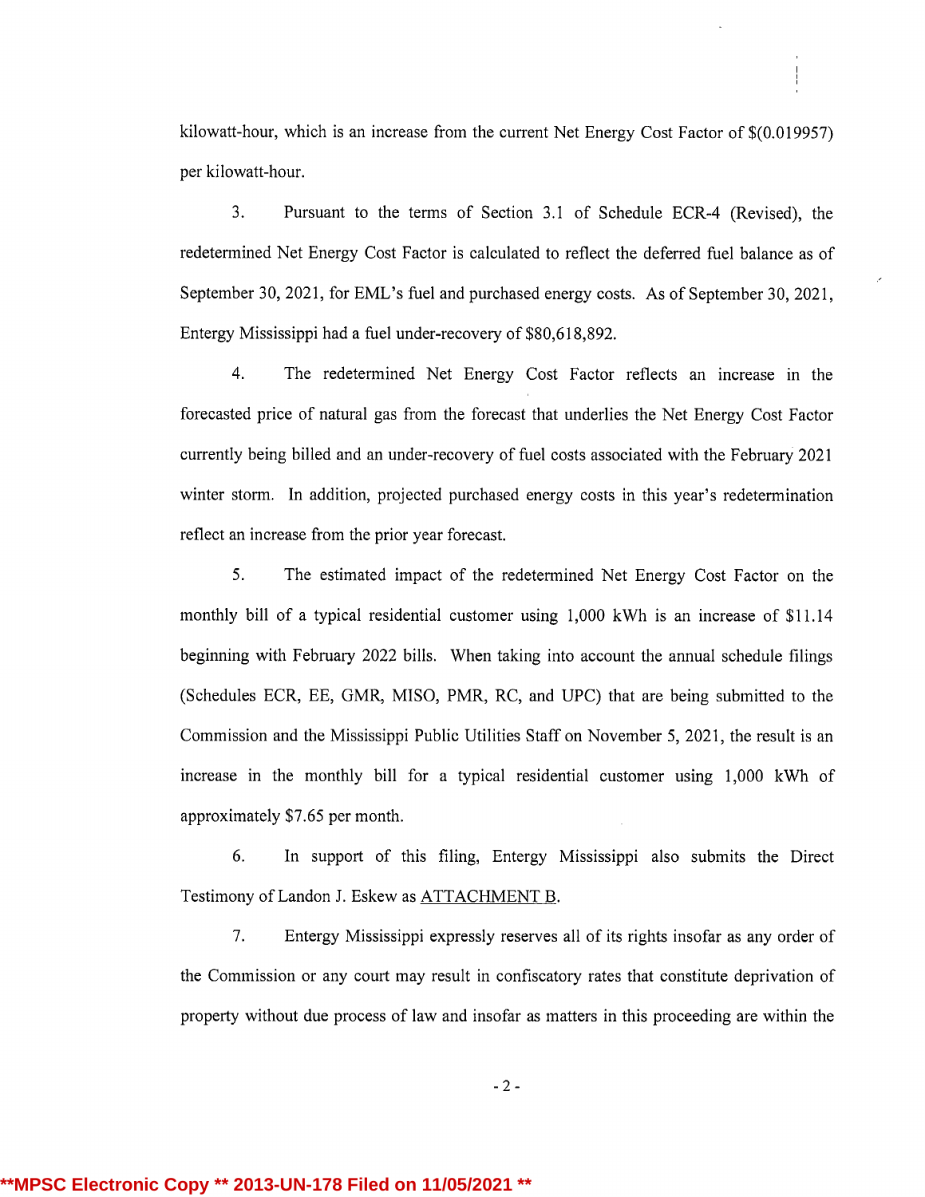kilowatt-hour, which is an increase from the current Net Energy Cost Factor of $(0.019957) per kilowatt-hour.

3. Pursuant to the terms of Section 3.1 of Schedule ECR-4 (Revised), the redetermined Net Energy Cost Factor is calculated to reflect the deferred fuel balance as of September 30, 2021, for EML's fuel and purchased energy costs. As of September 30, 2021, Entergy Mississippi had a fuel under-recovery of $80,618,892.

4. The redetermined Net Energy Cost Factor reflects an increase in the forecasted price of natural gas from the forecast that underlies the Net Energy Cost Factor currently being billed and an under-recovery of fuel costs associated with the February 2021 winter storm. In addition, projected purchased energy costs in this year's redetermination reflect an increase from the prior year forecast.

5. The estimated impact of the redetermined Net Energy Cost Factor on the monthly bill of a typical residential customer using 1,000 kWh is an increase of $11.14 beginning with February 2022 bills. When taking into account the annual schedule filings (Schedules ECR, EE, GMR, MISO, PMR, RC, and UPC) that are being submitted to the Commission and the Mississippi Public Utilities Staff on November 5, 2021, the result is an increase in the monthly bill for a typical residential customer using 1,000 kWh of approximately $7.65 per month.

6. In support of this filing, Entergy Mississippi also submits the Direct Testimony of Landon J. Eskew as ATTACHMENT B.

7. Entergy Mississippi expressly reserves all of its rights insofar as any order of the Commission or any court may result in confiscatory rates that constitute deprivation of property without due process of law and insofar as matters in this proceeding are within the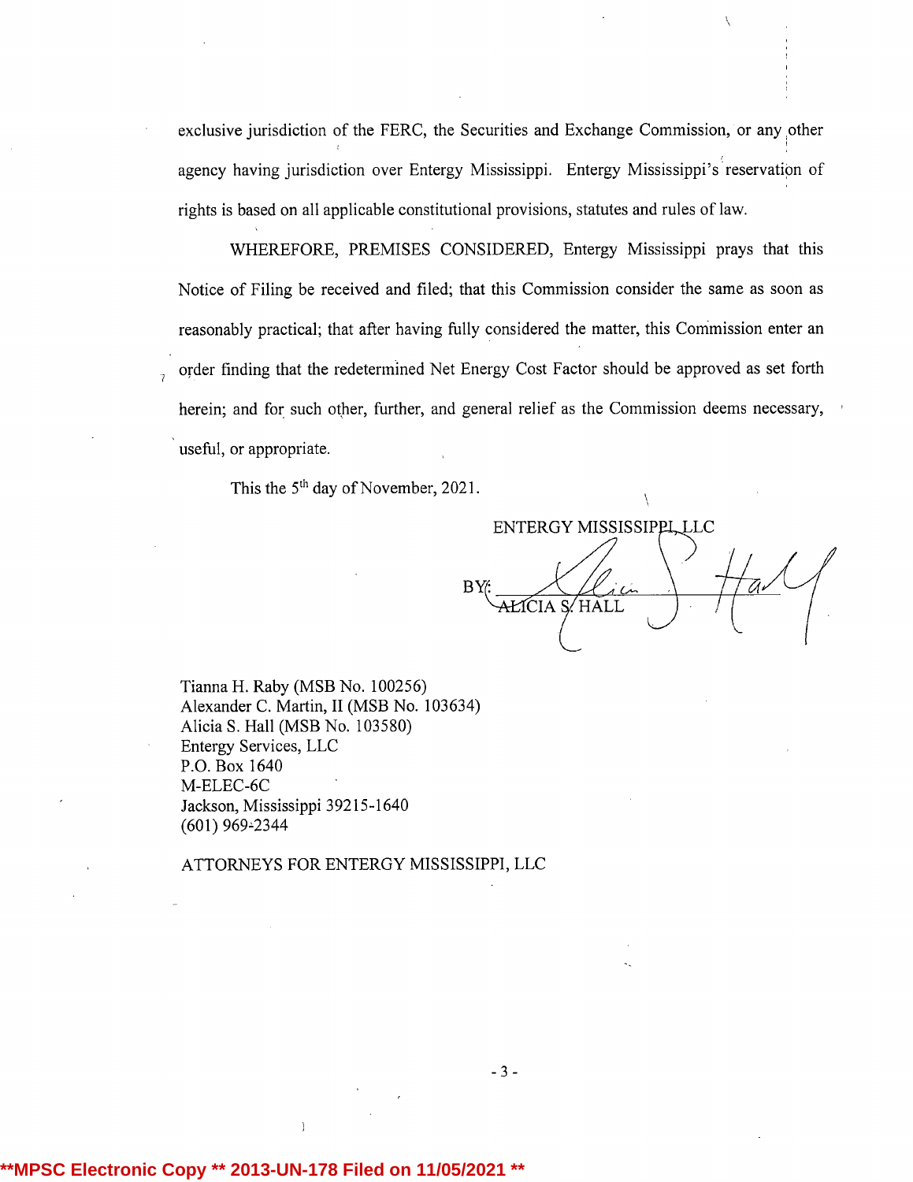exclusive jurisdiction of the FERC, the Securities and Exchange Commission, or any other agency having jurisdiction over Entergy Mississippi. Entergy Mississippi's reservation of rights is based on all applicable constitutional provisions, statutes and rules of law.

WHEREFORE, PREMISES CONSIDERED, Entergy Mississippi prays that this Notice of Filing be received and filed; that this Commission consider the same as soon as reasonably practical; that after having fully considered the matter, this Commission enter an order finding that the redetermined Net Energy Cost Factor should be approved as set forth herein; and for such other, further, and general relief as the Commission deems necessary, useful, or appropriate.

This the 5th day of November, 2021.

ENTERGY MISSISSIPPI, LLC

BY: ______________________
ALICIA S. HALL

Tianna H. Raby (MSB No. 100256)
Alexander C. Martin, II (MSB No. 103634)
Alicia S. Hall (MSB No. 103580)
Entergy Services, LLC
P.O. Box 1640
M-ELEC-6C
Jackson, Mississippi 39215-1640
(601) 969-2344

ATTORNEYS FOR ENTERGY MISSISSIPPI, LLC

**MPSC Electronic Copy ** 2013-UN-178 Filed on 11/05/2021 **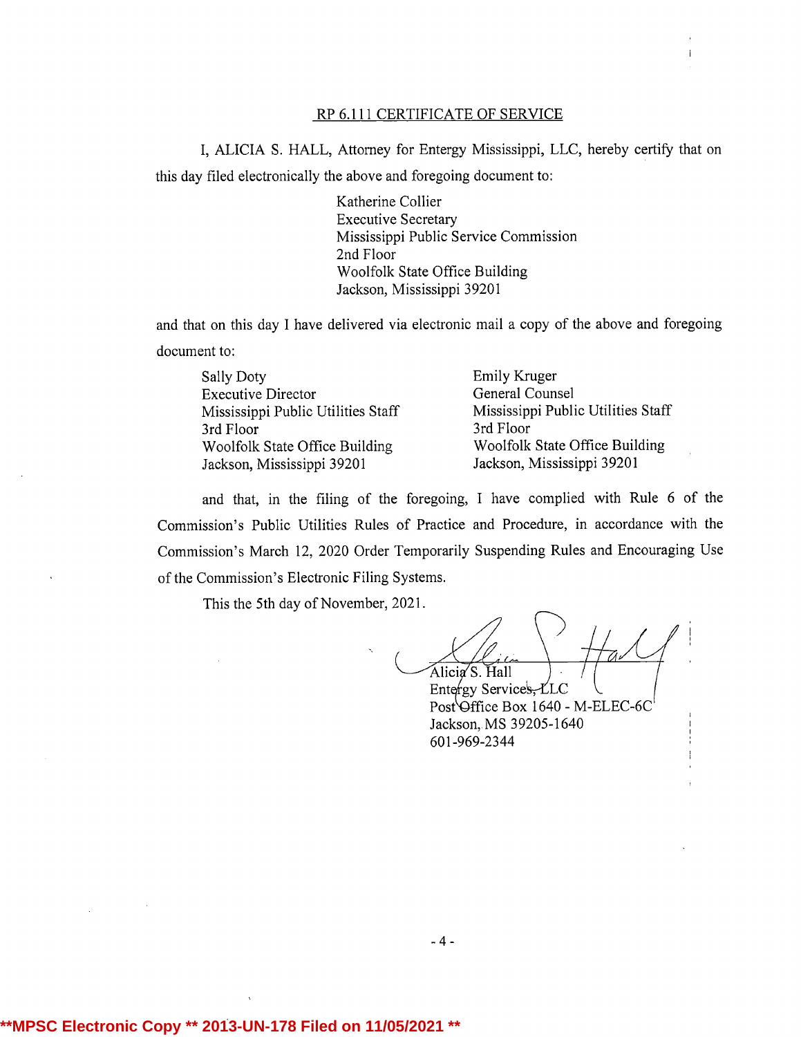## RP 6.111 CERTIFICATE OF SERVICE

I, ALICIA S. HALL, Attorney for Entergy Mississippi, LLC, hereby certify that on this day filed electronically the above and foregoing document to:

Katherine Collier
Executive Secretary
Mississippi Public Service Commission
2nd Floor
Woolfolk State Office Building
Jackson, Mississippi 39201

and that on this day I have delivered via electronic mail a copy of the above and foregoing document to:

Sally Doty
Executive Director
Mississippi Public Utilities Staff
3rd Floor
Woolfolk State Office Building
Jackson, Mississippi 39201

Emily Kruger
General Counsel
Mississippi Public Utilities Staff
3rd Floor
Woolfolk State Office Building
Jackson, Mississippi 39201

and that, in the filing of the foregoing, I have complied with Rule 6 of the Commission's Public Utilities Rules of Practice and Procedure, in accordance with the Commission's March 12, 2020 Order Temporarily Suspending Rules and Encouraging Use of the Commission's Electronic Filing Systems.

This the 5th day of November, 2021.

Alicia S. Hall
Entergy Services, LLC
Post Office Box 1640 - M-ELEC-6C
Jackson, MS 39205-1640
601-969-2344

**MPSC Electronic Copy ** 2013-UN-178 Filed on 11/05/2021 **